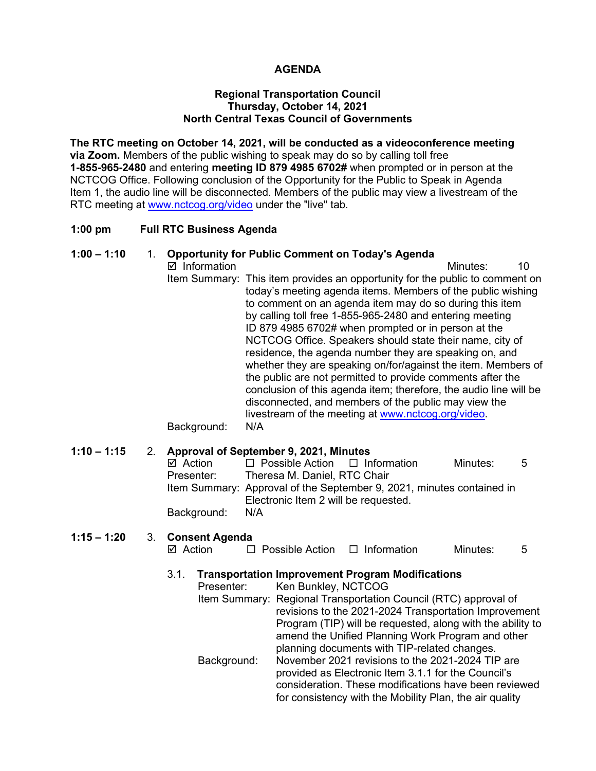# AGENDA

**Regional Transportation Council**
**Thursday, October 14, 2021**
**North Central Texas Council of Governments**

**The RTC meeting on October 14, 2021, will be conducted as a videoconference meeting via Zoom.** Members of the public wishing to speak may do so by calling toll free **1-855-965-2480** and entering **meeting ID 879 4985 6702#** when prompted or in person at the NCTCOG Office. Following conclusion of the Opportunity for the Public to Speak in Agenda Item 1, the audio line will be disconnected. Members of the public may view a livestream of the RTC meeting at www.nctcog.org/video under the "live" tab.

**1:00 pm Full RTC Business Agenda**

**1:00 – 1:10 1. Opportunity for Public Comment on Today's Agenda**

☑ Information — Minutes: 10

Item Summary: This item provides an opportunity for the public to comment on today's meeting agenda items. Members of the public wishing to comment on an agenda item may do so during this item by calling toll free 1-855-965-2480 and entering meeting ID 879 4985 6702# when prompted or in person at the NCTCOG Office. Speakers should state their name, city of residence, the agenda number they are speaking on, and whether they are speaking on/for/against the item. Members of the public are not permitted to provide comments after the conclusion of this agenda item; therefore, the audio line will be disconnected, and members of the public may view the livestream of the meeting at www.nctcog.org/video.

Background: N/A

**1:10 – 1:15 2. Approval of September 9, 2021, Minutes**

☑ Action ☐ Possible Action ☐ Information — Minutes: 5

Presenter: Theresa M. Daniel, RTC Chair

Item Summary: Approval of the September 9, 2021, minutes contained in Electronic Item 2 will be requested.

Background: N/A

**1:15 – 1:20 3. Consent Agenda**

☑ Action ☐ Possible Action ☐ Information — Minutes: 5

3.1. **Transportation Improvement Program Modifications**

Presenter: Ken Bunkley, NCTCOG

Item Summary: Regional Transportation Council (RTC) approval of revisions to the 2021-2024 Transportation Improvement Program (TIP) will be requested, along with the ability to amend the Unified Planning Work Program and other planning documents with TIP-related changes.

Background: November 2021 revisions to the 2021-2024 TIP are provided as Electronic Item 3.1.1 for the Council's consideration. These modifications have been reviewed for consistency with the Mobility Plan, the air quality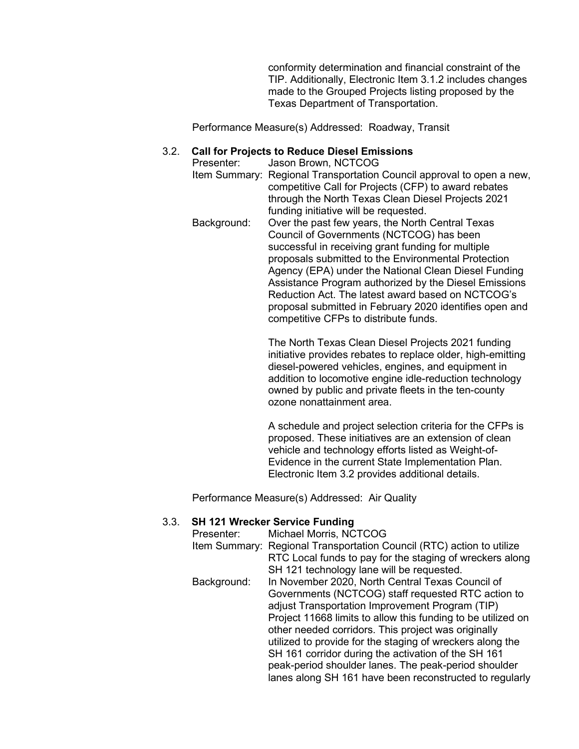conformity determination and financial constraint of the TIP. Additionally, Electronic Item 3.1.2 includes changes made to the Grouped Projects listing proposed by the Texas Department of Transportation.

Performance Measure(s) Addressed: Roadway, Transit

### 3.2. Call for Projects to Reduce Diesel Emissions

Presenter: Jason Brown, NCTCOG

Item Summary: Regional Transportation Council approval to open a new, competitive Call for Projects (CFP) to award rebates through the North Texas Clean Diesel Projects 2021 funding initiative will be requested.

Background: Over the past few years, the North Central Texas Council of Governments (NCTCOG) has been successful in receiving grant funding for multiple proposals submitted to the Environmental Protection Agency (EPA) under the National Clean Diesel Funding Assistance Program authorized by the Diesel Emissions Reduction Act. The latest award based on NCTCOG's proposal submitted in February 2020 identifies open and competitive CFPs to distribute funds.

The North Texas Clean Diesel Projects 2021 funding initiative provides rebates to replace older, high-emitting diesel-powered vehicles, engines, and equipment in addition to locomotive engine idle-reduction technology owned by public and private fleets in the ten-county ozone nonattainment area.

A schedule and project selection criteria for the CFPs is proposed. These initiatives are an extension of clean vehicle and technology efforts listed as Weight-of-Evidence in the current State Implementation Plan. Electronic Item 3.2 provides additional details.

Performance Measure(s) Addressed: Air Quality

### 3.3. SH 121 Wrecker Service Funding

Presenter: Michael Morris, NCTCOG

Item Summary: Regional Transportation Council (RTC) action to utilize RTC Local funds to pay for the staging of wreckers along SH 121 technology lane will be requested.

Background: In November 2020, North Central Texas Council of Governments (NCTCOG) staff requested RTC action to adjust Transportation Improvement Program (TIP) Project 11668 limits to allow this funding to be utilized on other needed corridors. This project was originally utilized to provide for the staging of wreckers along the SH 161 corridor during the activation of the SH 161 peak-period shoulder lanes. The peak-period shoulder lanes along SH 161 have been reconstructed to regularly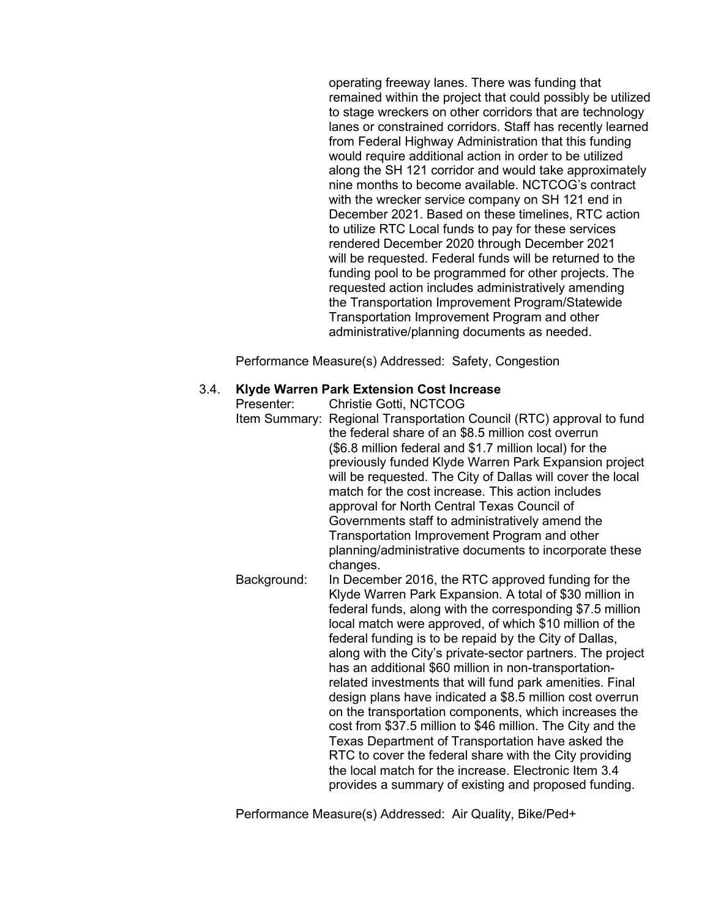operating freeway lanes. There was funding that remained within the project that could possibly be utilized to stage wreckers on other corridors that are technology lanes or constrained corridors. Staff has recently learned from Federal Highway Administration that this funding would require additional action in order to be utilized along the SH 121 corridor and would take approximately nine months to become available. NCTCOG's contract with the wrecker service company on SH 121 end in December 2021. Based on these timelines, RTC action to utilize RTC Local funds to pay for these services rendered December 2020 through December 2021 will be requested. Federal funds will be returned to the funding pool to be programmed for other projects. The requested action includes administratively amending the Transportation Improvement Program/Statewide Transportation Improvement Program and other administrative/planning documents as needed.

Performance Measure(s) Addressed: Safety, Congestion

3.4. **Klyde Warren Park Extension Cost Increase**

Presenter: Christie Gotti, NCTCOG

Item Summary: Regional Transportation Council (RTC) approval to fund the federal share of an $8.5 million cost overrun ($6.8 million federal and $1.7 million local) for the previously funded Klyde Warren Park Expansion project will be requested. The City of Dallas will cover the local match for the cost increase. This action includes approval for North Central Texas Council of Governments staff to administratively amend the Transportation Improvement Program and other planning/administrative documents to incorporate these changes.

Background: In December 2016, the RTC approved funding for the Klyde Warren Park Expansion. A total of $30 million in federal funds, along with the corresponding $7.5 million local match were approved, of which $10 million of the federal funding is to be repaid by the City of Dallas, along with the City's private-sector partners. The project has an additional $60 million in non-transportation-related investments that will fund park amenities. Final design plans have indicated a $8.5 million cost overrun on the transportation components, which increases the cost from $37.5 million to $46 million. The City and the Texas Department of Transportation have asked the RTC to cover the federal share with the City providing the local match for the increase. Electronic Item 3.4 provides a summary of existing and proposed funding.

Performance Measure(s) Addressed: Air Quality, Bike/Ped+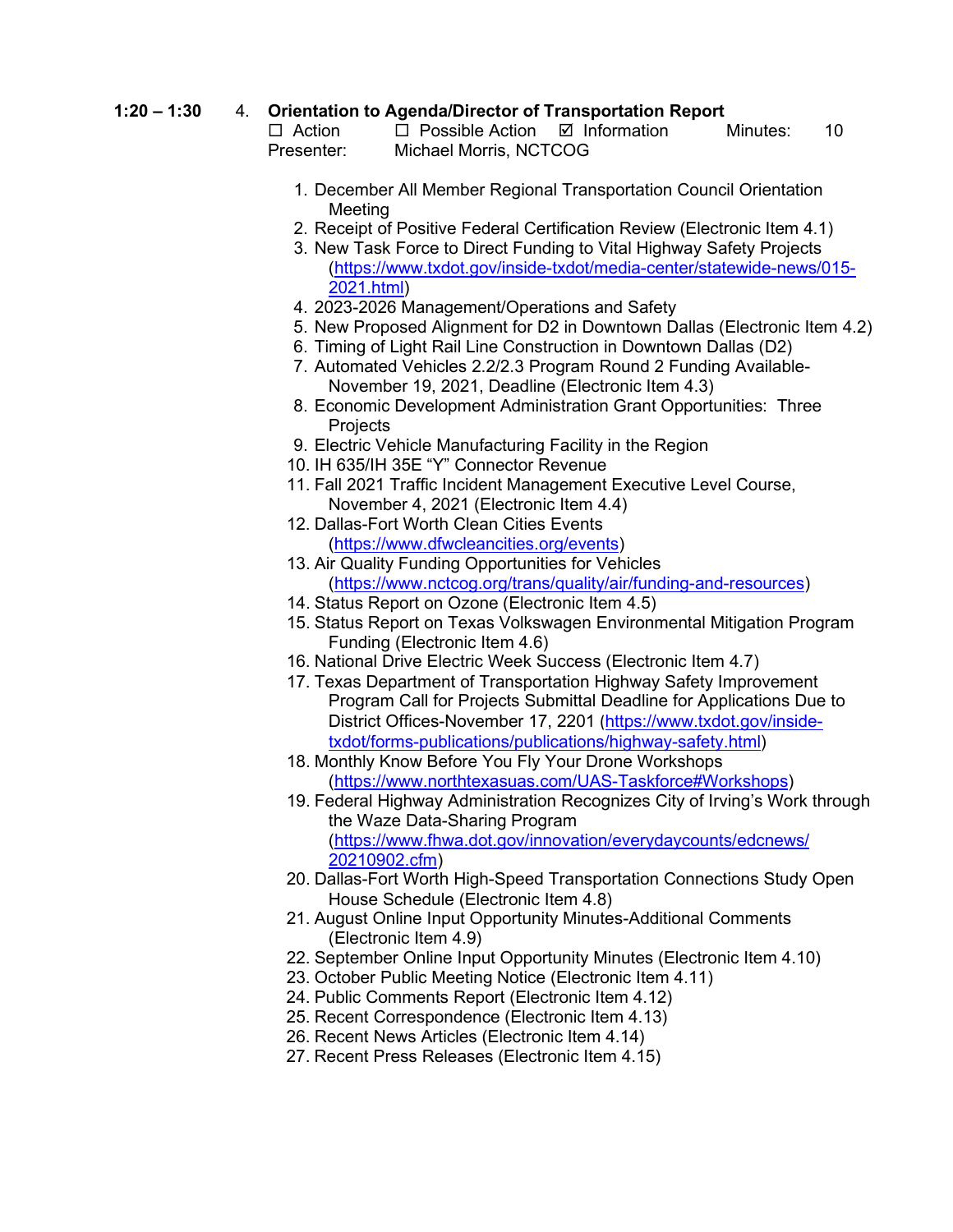**1:20 – 1:30** 4. **Orientation to Agenda/Director of Transportation Report**

☐ Action ☐ Possible Action ☑ Information Minutes: 10

Presenter: Michael Morris, NCTCOG

1. December All Member Regional Transportation Council Orientation Meeting
2. Receipt of Positive Federal Certification Review (Electronic Item 4.1)
3. New Task Force to Direct Funding to Vital Highway Safety Projects (https://www.txdot.gov/inside-txdot/media-center/statewide-news/015-2021.html)
4. 2023-2026 Management/Operations and Safety
5. New Proposed Alignment for D2 in Downtown Dallas (Electronic Item 4.2)
6. Timing of Light Rail Line Construction in Downtown Dallas (D2)
7. Automated Vehicles 2.2/2.3 Program Round 2 Funding Available-November 19, 2021, Deadline (Electronic Item 4.3)
8. Economic Development Administration Grant Opportunities: Three Projects
9. Electric Vehicle Manufacturing Facility in the Region
10. IH 635/IH 35E "Y" Connector Revenue
11. Fall 2021 Traffic Incident Management Executive Level Course, November 4, 2021 (Electronic Item 4.4)
12. Dallas-Fort Worth Clean Cities Events (https://www.dfwcleancities.org/events)
13. Air Quality Funding Opportunities for Vehicles (https://www.nctcog.org/trans/quality/air/funding-and-resources)
14. Status Report on Ozone (Electronic Item 4.5)
15. Status Report on Texas Volkswagen Environmental Mitigation Program Funding (Electronic Item 4.6)
16. National Drive Electric Week Success (Electronic Item 4.7)
17. Texas Department of Transportation Highway Safety Improvement Program Call for Projects Submittal Deadline for Applications Due to District Offices-November 17, 2201 (https://www.txdot.gov/inside-txdot/forms-publications/publications/highway-safety.html)
18. Monthly Know Before You Fly Your Drone Workshops (https://www.northtexasuas.com/UAS-Taskforce#Workshops)
19. Federal Highway Administration Recognizes City of Irving's Work through the Waze Data-Sharing Program (https://www.fhwa.dot.gov/innovation/everydaycounts/edcnews/20210902.cfm)
20. Dallas-Fort Worth High-Speed Transportation Connections Study Open House Schedule (Electronic Item 4.8)
21. August Online Input Opportunity Minutes-Additional Comments (Electronic Item 4.9)
22. September Online Input Opportunity Minutes (Electronic Item 4.10)
23. October Public Meeting Notice (Electronic Item 4.11)
24. Public Comments Report (Electronic Item 4.12)
25. Recent Correspondence (Electronic Item 4.13)
26. Recent News Articles (Electronic Item 4.14)
27. Recent Press Releases (Electronic Item 4.15)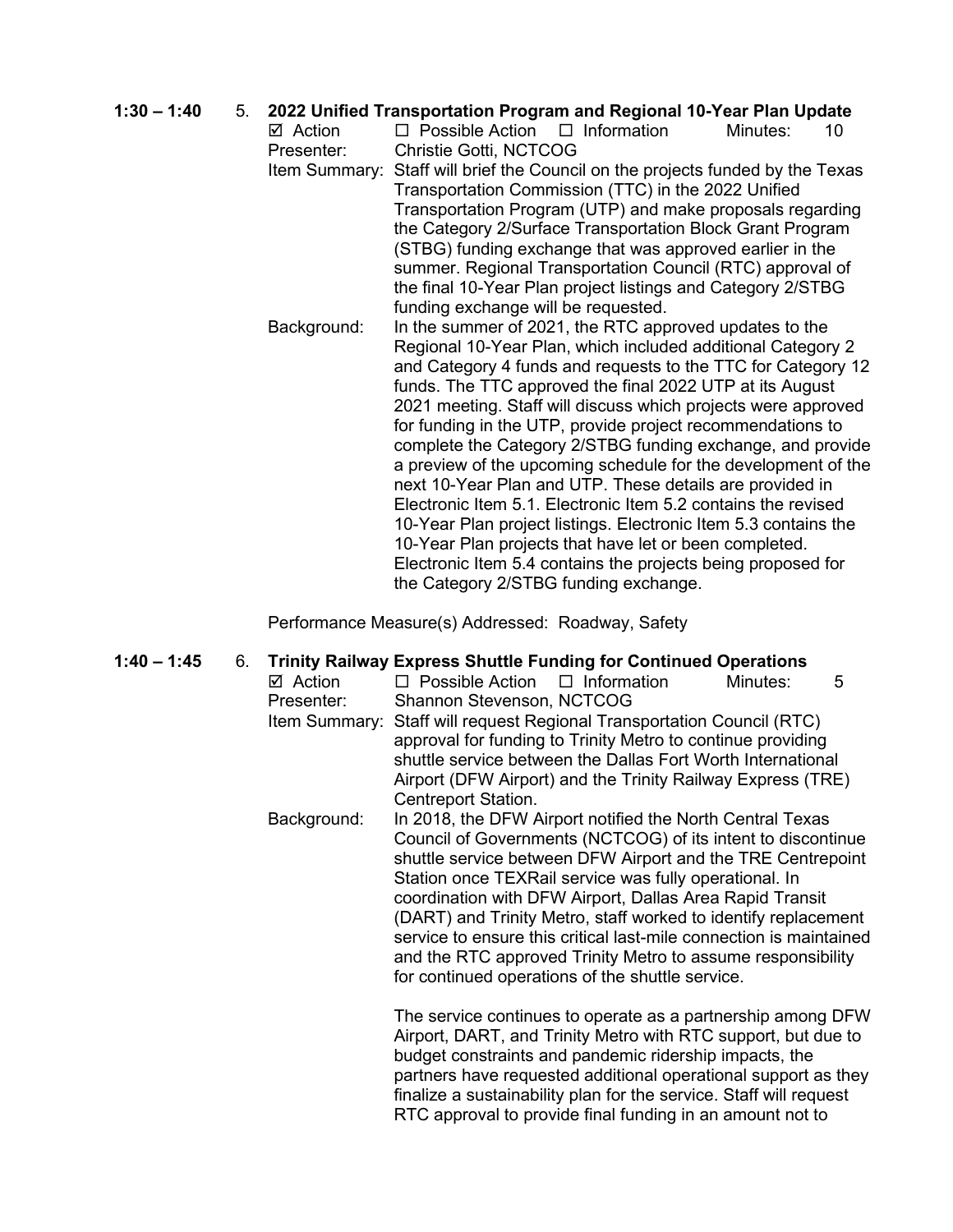**1:30 – 1:40** 5. **2022 Unified Transportation Program and Regional 10-Year Plan Update**

☑ Action ☐ Possible Action ☐ Information Minutes: 10

Presenter: Christie Gotti, NCTCOG

Item Summary: Staff will brief the Council on the projects funded by the Texas Transportation Commission (TTC) in the 2022 Unified Transportation Program (UTP) and make proposals regarding the Category 2/Surface Transportation Block Grant Program (STBG) funding exchange that was approved earlier in the summer. Regional Transportation Council (RTC) approval of the final 10-Year Plan project listings and Category 2/STBG funding exchange will be requested.

Background: In the summer of 2021, the RTC approved updates to the Regional 10-Year Plan, which included additional Category 2 and Category 4 funds and requests to the TTC for Category 12 funds. The TTC approved the final 2022 UTP at its August 2021 meeting. Staff will discuss which projects were approved for funding in the UTP, provide project recommendations to complete the Category 2/STBG funding exchange, and provide a preview of the upcoming schedule for the development of the next 10-Year Plan and UTP. These details are provided in Electronic Item 5.1. Electronic Item 5.2 contains the revised 10-Year Plan project listings. Electronic Item 5.3 contains the 10-Year Plan projects that have let or been completed. Electronic Item 5.4 contains the projects being proposed for the Category 2/STBG funding exchange.

Performance Measure(s) Addressed: Roadway, Safety

**1:40 – 1:45** 6. **Trinity Railway Express Shuttle Funding for Continued Operations**

☑ Action ☐ Possible Action ☐ Information Minutes: 5

Presenter: Shannon Stevenson, NCTCOG

Item Summary: Staff will request Regional Transportation Council (RTC) approval for funding to Trinity Metro to continue providing shuttle service between the Dallas Fort Worth International Airport (DFW Airport) and the Trinity Railway Express (TRE) Centreport Station.

Background: In 2018, the DFW Airport notified the North Central Texas Council of Governments (NCTCOG) of its intent to discontinue shuttle service between DFW Airport and the TRE Centrepoint Station once TEXRail service was fully operational. In coordination with DFW Airport, Dallas Area Rapid Transit (DART) and Trinity Metro, staff worked to identify replacement service to ensure this critical last-mile connection is maintained and the RTC approved Trinity Metro to assume responsibility for continued operations of the shuttle service.

The service continues to operate as a partnership among DFW Airport, DART, and Trinity Metro with RTC support, but due to budget constraints and pandemic ridership impacts, the partners have requested additional operational support as they finalize a sustainability plan for the service. Staff will request RTC approval to provide final funding in an amount not to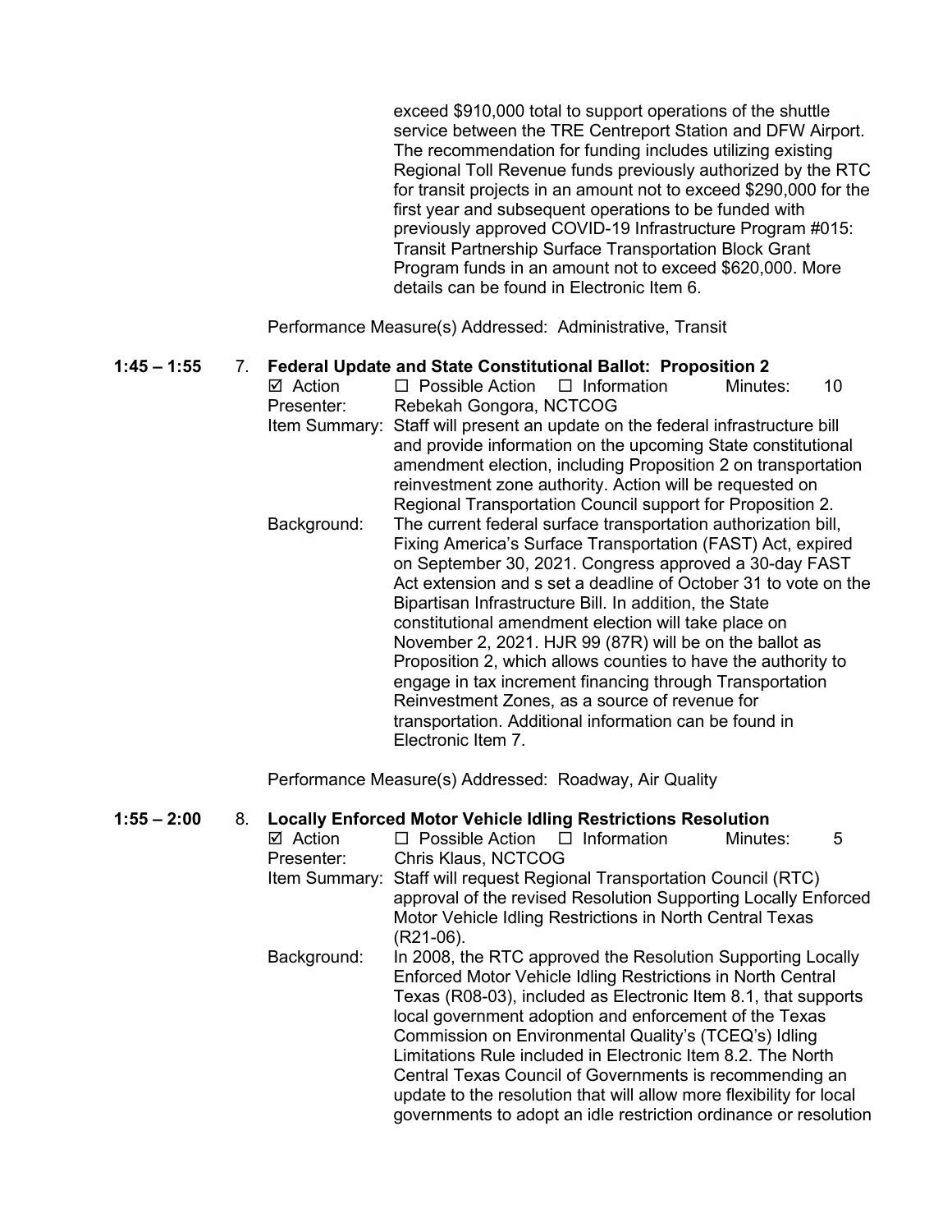exceed $910,000 total to support operations of the shuttle service between the TRE Centreport Station and DFW Airport. The recommendation for funding includes utilizing existing Regional Toll Revenue funds previously authorized by the RTC for transit projects in an amount not to exceed $290,000 for the first year and subsequent operations to be funded with previously approved COVID-19 Infrastructure Program #015: Transit Partnership Surface Transportation Block Grant Program funds in an amount not to exceed $620,000. More details can be found in Electronic Item 6.

Performance Measure(s) Addressed: Administrative, Transit

**1:45 – 1:55** 7. **Federal Update and State Constitutional Ballot: Proposition 2**

☑ Action ☐ Possible Action ☐ Information Minutes: 10

Presenter: Rebekah Gongora, NCTCOG

Item Summary: Staff will present an update on the federal infrastructure bill and provide information on the upcoming State constitutional amendment election, including Proposition 2 on transportation reinvestment zone authority. Action will be requested on Regional Transportation Council support for Proposition 2.

Background: The current federal surface transportation authorization bill, Fixing America's Surface Transportation (FAST) Act, expired on September 30, 2021. Congress approved a 30-day FAST Act extension and s set a deadline of October 31 to vote on the Bipartisan Infrastructure Bill. In addition, the State constitutional amendment election will take place on November 2, 2021. HJR 99 (87R) will be on the ballot as Proposition 2, which allows counties to have the authority to engage in tax increment financing through Transportation Reinvestment Zones, as a source of revenue for transportation. Additional information can be found in Electronic Item 7.

Performance Measure(s) Addressed: Roadway, Air Quality

**1:55 – 2:00** 8. **Locally Enforced Motor Vehicle Idling Restrictions Resolution**

☑ Action ☐ Possible Action ☐ Information Minutes: 5

Presenter: Chris Klaus, NCTCOG

Item Summary: Staff will request Regional Transportation Council (RTC) approval of the revised Resolution Supporting Locally Enforced Motor Vehicle Idling Restrictions in North Central Texas (R21-06).

Background: In 2008, the RTC approved the Resolution Supporting Locally Enforced Motor Vehicle Idling Restrictions in North Central Texas (R08-03), included as Electronic Item 8.1, that supports local government adoption and enforcement of the Texas Commission on Environmental Quality's (TCEQ's) Idling Limitations Rule included in Electronic Item 8.2. The North Central Texas Council of Governments is recommending an update to the resolution that will allow more flexibility for local governments to adopt an idle restriction ordinance or resolution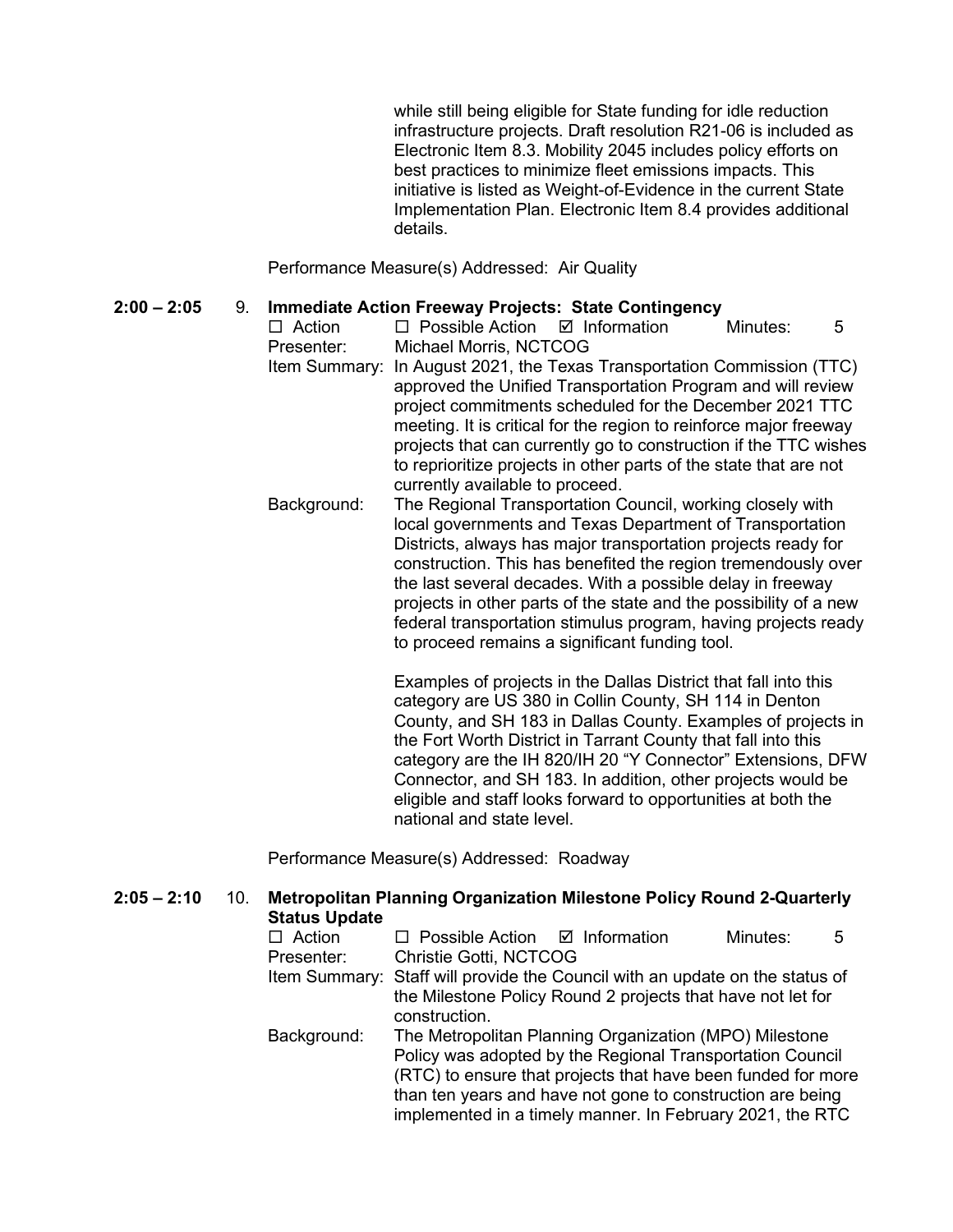while still being eligible for State funding for idle reduction infrastructure projects. Draft resolution R21-06 is included as Electronic Item 8.3. Mobility 2045 includes policy efforts on best practices to minimize fleet emissions impacts. This initiative is listed as Weight-of-Evidence in the current State Implementation Plan. Electronic Item 8.4 provides additional details.

Performance Measure(s) Addressed: Air Quality

**2:00 – 2:05** 9. **Immediate Action Freeway Projects: State Contingency**

☐ Action ☐ Possible Action ☑ Information Minutes: 5

Presenter: Michael Morris, NCTCOG

Item Summary: In August 2021, the Texas Transportation Commission (TTC) approved the Unified Transportation Program and will review project commitments scheduled for the December 2021 TTC meeting. It is critical for the region to reinforce major freeway projects that can currently go to construction if the TTC wishes to reprioritize projects in other parts of the state that are not currently available to proceed.

Background: The Regional Transportation Council, working closely with local governments and Texas Department of Transportation Districts, always has major transportation projects ready for construction. This has benefited the region tremendously over the last several decades. With a possible delay in freeway projects in other parts of the state and the possibility of a new federal transportation stimulus program, having projects ready to proceed remains a significant funding tool.

Examples of projects in the Dallas District that fall into this category are US 380 in Collin County, SH 114 in Denton County, and SH 183 in Dallas County. Examples of projects in the Fort Worth District in Tarrant County that fall into this category are the IH 820/IH 20 "Y Connector" Extensions, DFW Connector, and SH 183. In addition, other projects would be eligible and staff looks forward to opportunities at both the national and state level.

Performance Measure(s) Addressed: Roadway

**2:05 – 2:10** 10. **Metropolitan Planning Organization Milestone Policy Round 2-Quarterly Status Update**

☐ Action ☐ Possible Action ☑ Information Minutes: 5

Presenter: Christie Gotti, NCTCOG

Item Summary: Staff will provide the Council with an update on the status of the Milestone Policy Round 2 projects that have not let for construction.

Background: The Metropolitan Planning Organization (MPO) Milestone Policy was adopted by the Regional Transportation Council (RTC) to ensure that projects that have been funded for more than ten years and have not gone to construction are being implemented in a timely manner. In February 2021, the RTC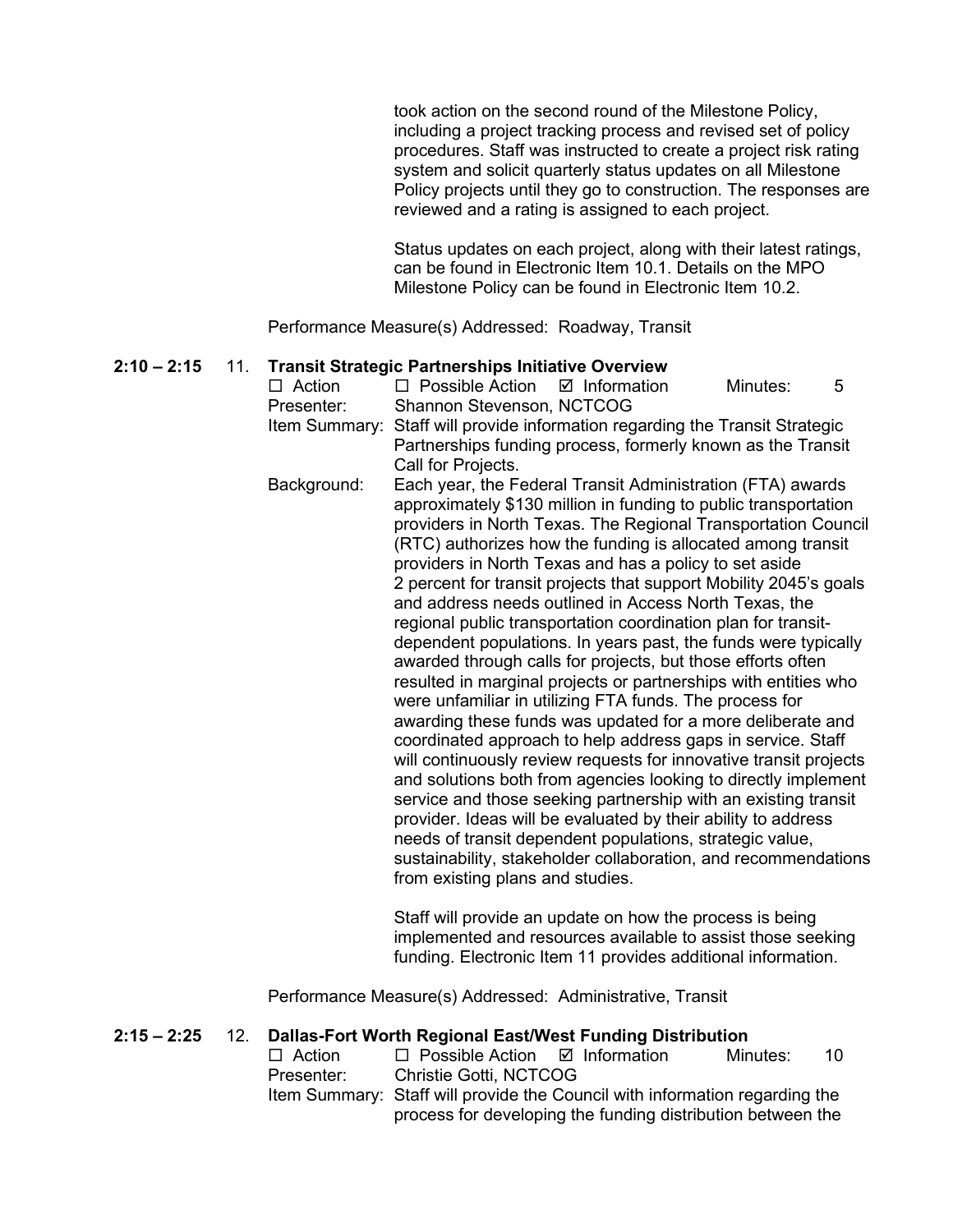took action on the second round of the Milestone Policy, including a project tracking process and revised set of policy procedures. Staff was instructed to create a project risk rating system and solicit quarterly status updates on all Milestone Policy projects until they go to construction. The responses are reviewed and a rating is assigned to each project.

Status updates on each project, along with their latest ratings, can be found in Electronic Item 10.1. Details on the MPO Milestone Policy can be found in Electronic Item 10.2.

Performance Measure(s) Addressed: Roadway, Transit

**2:10 – 2:15** 11. **Transit Strategic Partnerships Initiative Overview**

☐ Action ☐ Possible Action ☑ Information Minutes: 5

Presenter: Shannon Stevenson, NCTCOG

Item Summary: Staff will provide information regarding the Transit Strategic Partnerships funding process, formerly known as the Transit Call for Projects.

Background: Each year, the Federal Transit Administration (FTA) awards approximately $130 million in funding to public transportation providers in North Texas. The Regional Transportation Council (RTC) authorizes how the funding is allocated among transit providers in North Texas and has a policy to set aside 2 percent for transit projects that support Mobility 2045's goals and address needs outlined in Access North Texas, the regional public transportation coordination plan for transit-dependent populations. In years past, the funds were typically awarded through calls for projects, but those efforts often resulted in marginal projects or partnerships with entities who were unfamiliar in utilizing FTA funds. The process for awarding these funds was updated for a more deliberate and coordinated approach to help address gaps in service. Staff will continuously review requests for innovative transit projects and solutions both from agencies looking to directly implement service and those seeking partnership with an existing transit provider. Ideas will be evaluated by their ability to address needs of transit dependent populations, strategic value, sustainability, stakeholder collaboration, and recommendations from existing plans and studies.

Staff will provide an update on how the process is being implemented and resources available to assist those seeking funding. Electronic Item 11 provides additional information.

Performance Measure(s) Addressed: Administrative, Transit

**2:15 – 2:25** 12. **Dallas-Fort Worth Regional East/West Funding Distribution**

☐ Action ☐ Possible Action ☑ Information Minutes: 10

Presenter: Christie Gotti, NCTCOG

Item Summary: Staff will provide the Council with information regarding the process for developing the funding distribution between the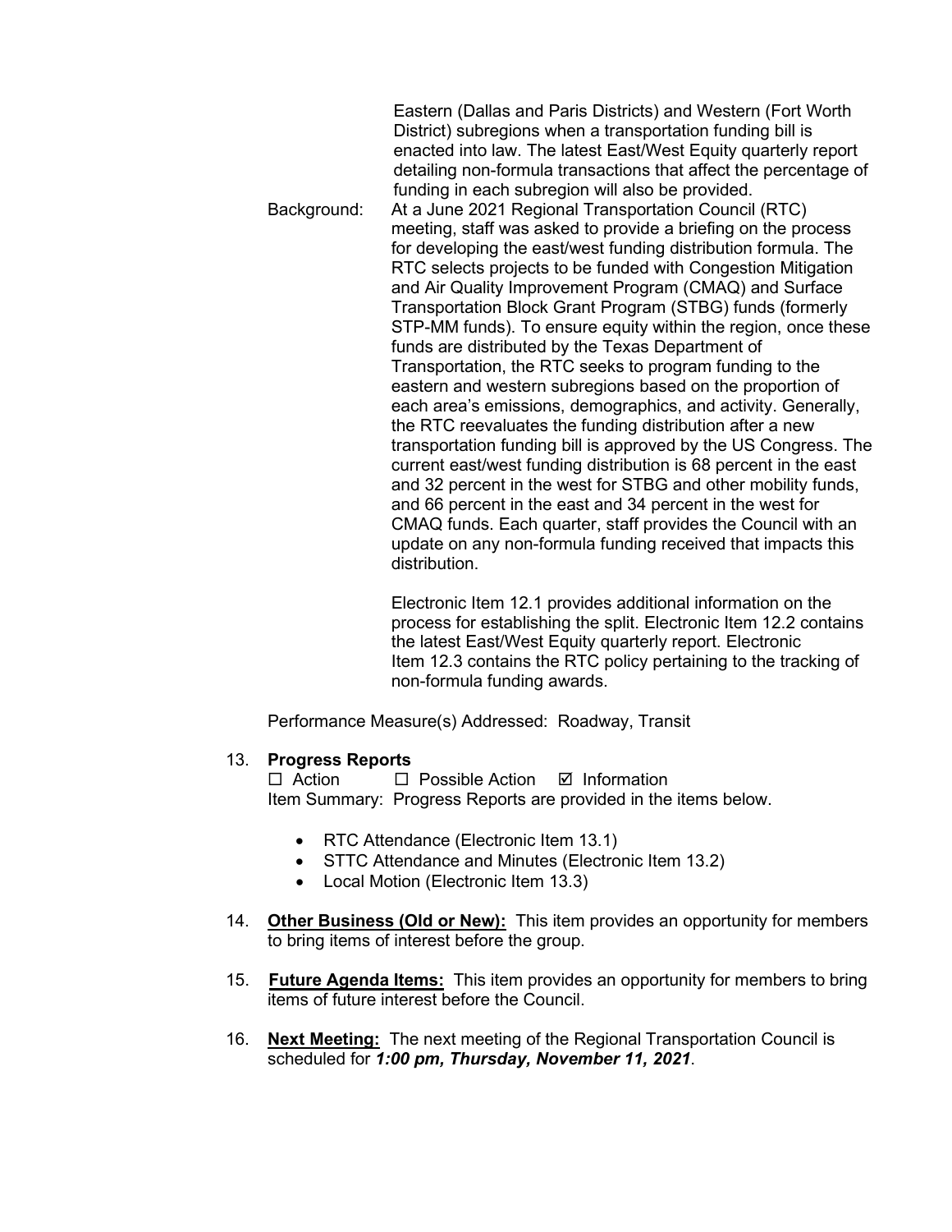Eastern (Dallas and Paris Districts) and Western (Fort Worth District) subregions when a transportation funding bill is enacted into law. The latest East/West Equity quarterly report detailing non-formula transactions that affect the percentage of funding in each subregion will also be provided.

Background: At a June 2021 Regional Transportation Council (RTC) meeting, staff was asked to provide a briefing on the process for developing the east/west funding distribution formula. The RTC selects projects to be funded with Congestion Mitigation and Air Quality Improvement Program (CMAQ) and Surface Transportation Block Grant Program (STBG) funds (formerly STP-MM funds). To ensure equity within the region, once these funds are distributed by the Texas Department of Transportation, the RTC seeks to program funding to the eastern and western subregions based on the proportion of each area's emissions, demographics, and activity. Generally, the RTC reevaluates the funding distribution after a new transportation funding bill is approved by the US Congress. The current east/west funding distribution is 68 percent in the east and 32 percent in the west for STBG and other mobility funds, and 66 percent in the east and 34 percent in the west for CMAQ funds. Each quarter, staff provides the Council with an update on any non-formula funding received that impacts this distribution.

Electronic Item 12.1 provides additional information on the process for establishing the split. Electronic Item 12.2 contains the latest East/West Equity quarterly report. Electronic Item 12.3 contains the RTC policy pertaining to the tracking of non-formula funding awards.

Performance Measure(s) Addressed: Roadway, Transit

13. **Progress Reports**
    ☐ Action ☐ Possible Action ☑ Information
    Item Summary: Progress Reports are provided in the items below.

    - RTC Attendance (Electronic Item 13.1)
    - STTC Attendance and Minutes (Electronic Item 13.2)
    - Local Motion (Electronic Item 13.3)

14. **Other Business (Old or New):** This item provides an opportunity for members to bring items of interest before the group.

15. **Future Agenda Items:** This item provides an opportunity for members to bring items of future interest before the Council.

16. **Next Meeting:** The next meeting of the Regional Transportation Council is scheduled for ***1:00 pm, Thursday, November 11, 2021***.